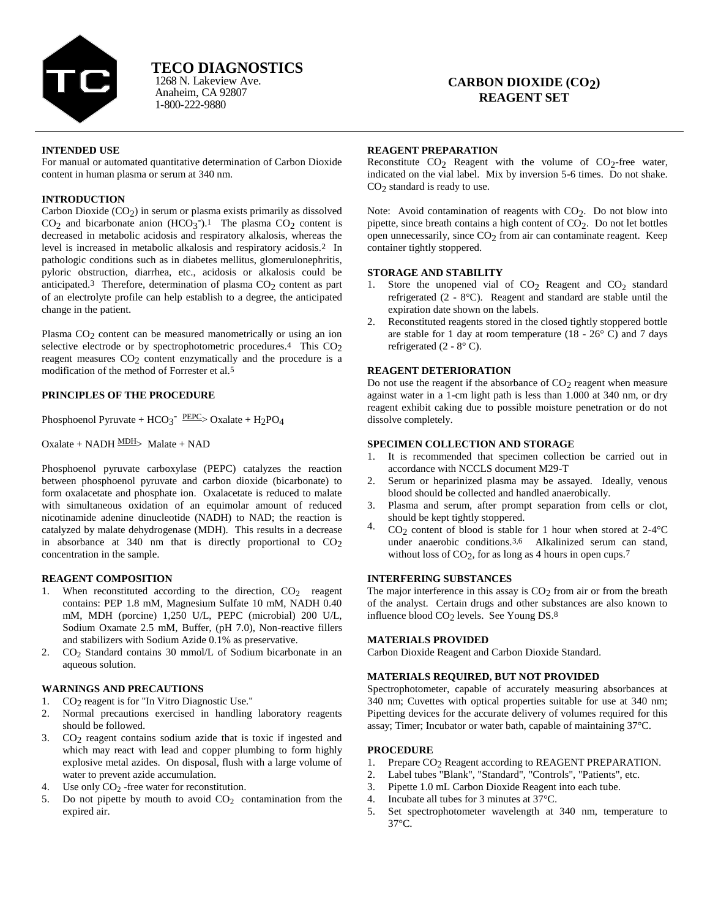# TECO DIAGNOSTICS

1268 N. Lakeview Ave.
Anaheim, CA 92807
1-800-222-9880

## CARBON DIOXIDE ($CO_2$) REAGENT SET

### INTENDED USE

For manual or automated quantitative determination of Carbon Dioxide content in human plasma or serum at 340 nm.

### INTRODUCTION

Carbon Dioxide ($CO_2$) in serum or plasma exists primarily as dissolved $CO_2$ and bicarbonate anion ($HCO_3^-$).[1] The plasma $CO_2$ content is decreased in metabolic acidosis and respiratory alkalosis, whereas the level is increased in metabolic alkalosis and respiratory acidosis.[2] In pathologic conditions such as in diabetes mellitus, glomerulonephritis, pyloric obstruction, diarrhea, etc., acidosis or alkalosis could be anticipated.[3] Therefore, determination of plasma $CO_2$ content as part of an electrolyte profile can help establish to a degree, the anticipated change in the patient.

Plasma $CO_2$ content can be measured manometrically or using an ion selective electrode or by spectrophotometric procedures.[4] This $CO_2$ reagent measures $CO_2$ content enzymatically and the procedure is a modification of the method of Forrester et al.[5]

### PRINCIPLES OF THE PROCEDURE

$$\text{Phosphoenol Pyruvate} + HCO_3^- \xrightarrow{PEPC} \text{Oxalate} + H_2PO_4$$

$$\text{Oxalate} + \text{NADH} \xrightarrow{MDH} \text{Malate} + \text{NAD}$$

Phosphoenol pyruvate carboxylase (PEPC) catalyzes the reaction between phosphoenol pyruvate and carbon dioxide (bicarbonate) to form oxalacetate and phosphate ion. Oxalacetate is reduced to malate with simultaneous oxidation of an equimolar amount of reduced nicotinamide adenine dinucleotide (NADH) to NAD; the reaction is catalyzed by malate dehydrogenase (MDH). This results in a decrease in absorbance at 340 nm that is directly proportional to $CO_2$ concentration in the sample.

### REAGENT COMPOSITION

1. When reconstituted according to the direction, $CO_2$ reagent contains: PEP 1.8 mM, Magnesium Sulfate 10 mM, NADH 0.40 mM, MDH (porcine) 1,250 U/L, PEPC (microbial) 200 U/L, Sodium Oxamate 2.5 mM, Buffer, (pH 7.0), Non-reactive fillers and stabilizers with Sodium Azide 0.1% as preservative.
2. $CO_2$ Standard contains 30 mmol/L of Sodium bicarbonate in an aqueous solution.

### WARNINGS AND PRECAUTIONS

1. $CO_2$ reagent is for "In Vitro Diagnostic Use."
2. Normal precautions exercised in handling laboratory reagents should be followed.
3. $CO_2$ reagent contains sodium azide that is toxic if ingested and which may react with lead and copper plumbing to form highly explosive metal azides. On disposal, flush with a large volume of water to prevent azide accumulation.
4. Use only $CO_2$ -free water for reconstitution.
5. Do not pipette by mouth to avoid $CO_2$ contamination from the expired air.

### REAGENT PREPARATION

Reconstitute $CO_2$ Reagent with the volume of $CO_2$-free water, indicated on the vial label. Mix by inversion 5-6 times. Do not shake. $CO_2$ standard is ready to use.

Note: Avoid contamination of reagents with $CO_2$. Do not blow into pipette, since breath contains a high content of $CO_2$. Do not let bottles open unnecessarily, since $CO_2$ from air can contaminate reagent. Keep container tightly stoppered.

### STORAGE AND STABILITY

1. Store the unopened vial of $CO_2$ Reagent and $CO_2$ standard refrigerated (2 - 8°C). Reagent and standard are stable until the expiration date shown on the labels.
2. Reconstituted reagents stored in the closed tightly stoppered bottle are stable for 1 day at room temperature (18 - 26° C) and 7 days refrigerated (2 - 8° C).

### REAGENT DETERIORATION

Do not use the reagent if the absorbance of $CO_2$ reagent when measure against water in a 1-cm light path is less than 1.000 at 340 nm, or dry reagent exhibit caking due to possible moisture penetration or do not dissolve completely.

### SPECIMEN COLLECTION AND STORAGE

1. It is recommended that specimen collection be carried out in accordance with NCCLS document M29-T
2. Serum or heparinized plasma may be assayed. Ideally, venous blood should be collected and handled anaerobically.
3. Plasma and serum, after prompt separation from cells or clot, should be kept tightly stoppered.
4. $CO_2$ content of blood is stable for 1 hour when stored at 2-4°C under anaerobic conditions.[3,6] Alkalinized serum can stand, without loss of $CO_2$, for as long as 4 hours in open cups.[7]

### INTERFERING SUBSTANCES

The major interference in this assay is $CO_2$ from air or from the breath of the analyst. Certain drugs and other substances are also known to influence blood $CO_2$ levels. See Young DS.[8]

### MATERIALS PROVIDED

Carbon Dioxide Reagent and Carbon Dioxide Standard.

### MATERIALS REQUIRED, BUT NOT PROVIDED

Spectrophotometer, capable of accurately measuring absorbances at 340 nm; Cuvettes with optical properties suitable for use at 340 nm; Pipetting devices for the accurate delivery of volumes required for this assay; Timer; Incubator or water bath, capable of maintaining 37°C.

### PROCEDURE

1. Prepare $CO_2$ Reagent according to REAGENT PREPARATION.
2. Label tubes "Blank", "Standard", "Controls", "Patients", etc.
3. Pipette 1.0 mL Carbon Dioxide Reagent into each tube.
4. Incubate all tubes for 3 minutes at 37°C.
5. Set spectrophotometer wavelength at 340 nm, temperature to 37°C.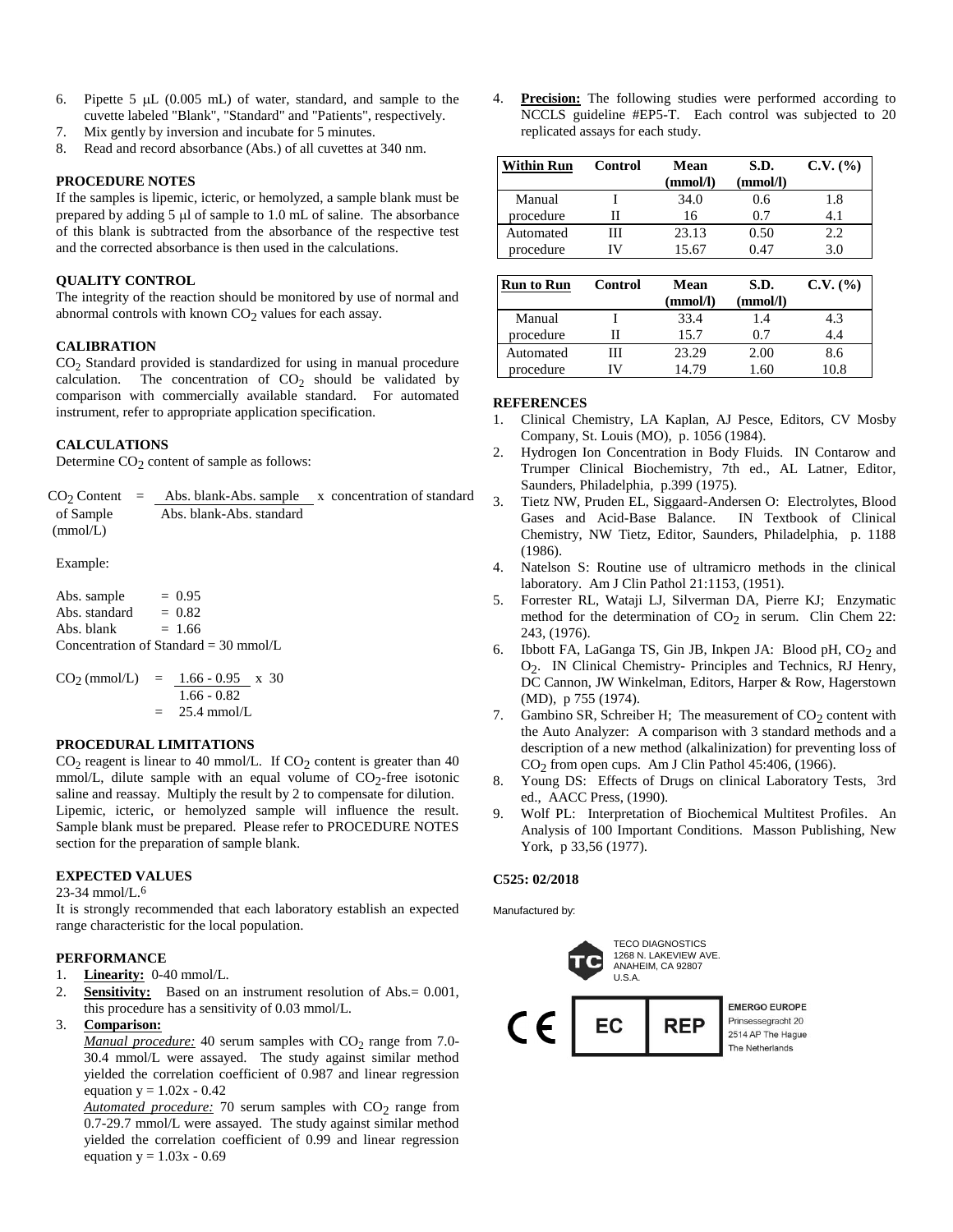6. Pipette 5 μL (0.005 mL) of water, standard, and sample to the cuvette labeled "Blank", "Standard" and "Patients", respectively.
7. Mix gently by inversion and incubate for 5 minutes.
8. Read and record absorbance (Abs.) of all cuvettes at 340 nm.

### PROCEDURE NOTES

If the samples is lipemic, icteric, or hemolyzed, a sample blank must be prepared by adding 5 μl of sample to 1.0 mL of saline. The absorbance of this blank is subtracted from the absorbance of the respective test and the corrected absorbance is then used in the calculations.

### QUALITY CONTROL

The integrity of the reaction should be monitored by use of normal and abnormal controls with known $CO_2$ values for each assay.

### CALIBRATION

$CO_2$ Standard provided is standardized for using in manual procedure calculation. The concentration of $CO_2$ should be validated by comparison with commercially available standard. For automated instrument, refer to appropriate application specification.

### CALCULATIONS

Determine $CO_2$ content of sample as follows:

$$CO_2 \text{ Content of Sample (mmol/L)} = \frac{\text{Abs. blank} - \text{Abs. sample}}{\text{Abs. blank} - \text{Abs. standard}} \times \text{concentration of standard}$$

Example:

Abs. sample = 0.95
Abs. standard = 0.82
Abs. blank = 1.66
Concentration of Standard = 30 mmol/L

$$CO_2 \text{ (mmol/L)} = \frac{1.66 - 0.95}{1.66 - 0.82} \times 30 = 25.4 \text{ mmol/L}$$

### PROCEDURAL LIMITATIONS

$CO_2$ reagent is linear to 40 mmol/L. If $CO_2$ content is greater than 40 mmol/L, dilute sample with an equal volume of $CO_2$-free isotonic saline and reassay. Multiply the result by 2 to compensate for dilution. Lipemic, icteric, or hemolyzed sample will influence the result. Sample blank must be prepared. Please refer to PROCEDURE NOTES section for the preparation of sample blank.

### EXPECTED VALUES

23-34 mmol/L.[6]

It is strongly recommended that each laboratory establish an expected range characteristic for the local population.

### PERFORMANCE

1. **Linearity:** 0-40 mmol/L.
2. **Sensitivity:** Based on an instrument resolution of Abs.= 0.001, this procedure has a sensitivity of 0.03 mmol/L.
3. **Comparison:**
   *Manual procedure:* 40 serum samples with $CO_2$ range from 7.0-30.4 mmol/L were assayed. The study against similar method yielded the correlation coefficient of 0.987 and linear regression equation $y = 1.02x - 0.42$
   *Automated procedure:* 70 serum samples with $CO_2$ range from 0.7-29.7 mmol/L were assayed. The study against similar method yielded the correlation coefficient of 0.99 and linear regression equation $y = 1.03x - 0.69$
4. **Precision:** The following studies were performed according to NCCLS guideline #EP5-T. Each control was subjected to 20 replicated assays for each study.

| Within Run | Control | Mean (mmol/l) | S.D. (mmol/l) | C.V. (%) |
|---|---|---|---|---|
| Manual procedure | I | 34.0 | 0.6 | 1.8 |
| | II | 16 | 0.7 | 4.1 |
| Automated procedure | III | 23.13 | 0.50 | 2.2 |
| | IV | 15.67 | 0.47 | 3.0 |

| Run to Run | Control | Mean (mmol/l) | S.D. (mmol/l) | C.V. (%) |
|---|---|---|---|---|
| Manual procedure | I | 33.4 | 1.4 | 4.3 |
| | II | 15.7 | 0.7 | 4.4 |
| Automated procedure | III | 23.29 | 2.00 | 8.6 |
| | IV | 14.79 | 1.60 | 10.8 |

### REFERENCES

1. Clinical Chemistry, LA Kaplan, AJ Pesce, Editors, CV Mosby Company, St. Louis (MO), p. 1056 (1984).
2. Hydrogen Ion Concentration in Body Fluids. IN Contarow and Trumper Clinical Biochemistry, 7th ed., AL Latner, Editor, Saunders, Philadelphia, p.399 (1975).
3. Tietz NW, Pruden EL, Siggaard-Andersen O: Electrolytes, Blood Gases and Acid-Base Balance. IN Textbook of Clinical Chemistry, NW Tietz, Editor, Saunders, Philadelphia, p. 1188 (1986).
4. Natelson S: Routine use of ultramicro methods in the clinical laboratory. Am J Clin Pathol 21:1153, (1951).
5. Forrester RL, Wataji LJ, Silverman DA, Pierre KJ; Enzymatic method for the determination of $CO_2$ in serum. Clin Chem 22: 243, (1976).
6. Ibbott FA, LaGanga TS, Gin JB, Inkpen JA: Blood pH, $CO_2$ and $O_2$. IN Clinical Chemistry- Principles and Technics, RJ Henry, DC Cannon, JW Winkelman, Editors, Harper & Row, Hagerstown (MD), p 755 (1974).
7. Gambino SR, Schreiber H; The measurement of $CO_2$ content with the Auto Analyzer: A comparison with 3 standard methods and a description of a new method (alkalinization) for preventing loss of $CO_2$ from open cups. Am J Clin Pathol 45:406, (1966).
8. Young DS: Effects of Drugs on clinical Laboratory Tests, 3rd ed., AACC Press, (1990).
9. Wolf PL: Interpretation of Biochemical Multitest Profiles. An Analysis of 100 Important Conditions. Masson Publishing, New York, p 33,56 (1977).

**C525: 02/2018**

Manufactured by:

TECO DIAGNOSTICS
1268 N. LAKEVIEW AVE.
ANAHEIM, CA 92807
U.S.A.

EC REP

EMERGO EUROPE
Prinsessegracht 20
2514 AP The Hague
The Netherlands